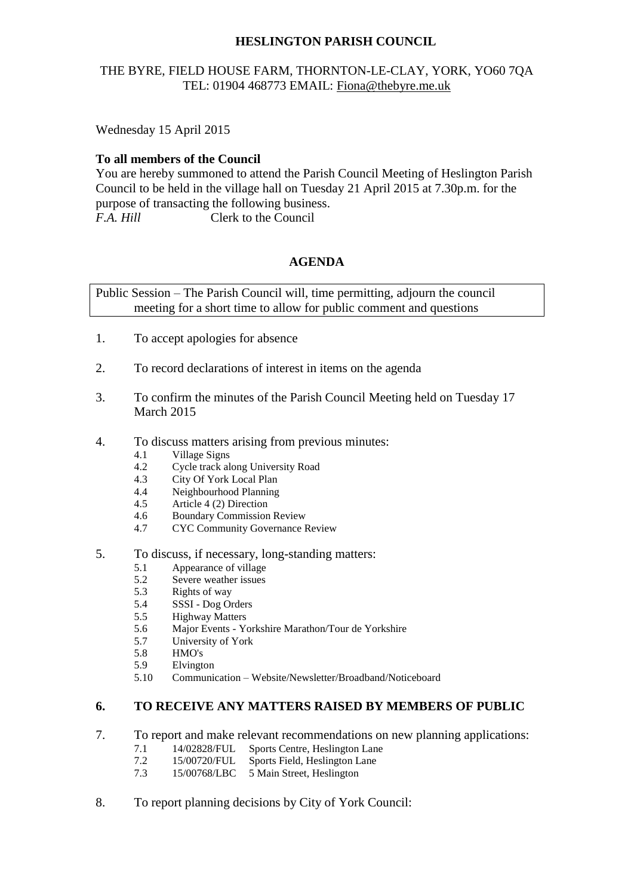**HESLINGTON PARISH COUNCIL**

THE BYRE, FIELD HOUSE FARM, THORNTON-LE-CLAY, YORK, YO60 7QA
TEL: 01904 468773 EMAIL: Fiona@thebyre.me.uk

Wednesday 15 April 2015

**To all members of the Council**

You are hereby summoned to attend the Parish Council Meeting of Heslington Parish Council to be held in the village hall on Tuesday 21 April 2015 at 7.30p.m. for the purpose of transacting the following business.

*F.A. Hill* Clerk to the Council

## AGENDA

Public Session – The Parish Council will, time permitting, adjourn the council meeting for a short time to allow for public comment and questions

1. To accept apologies for absence

2. To record declarations of interest in items on the agenda

3. To confirm the minutes of the Parish Council Meeting held on Tuesday 17 March 2015

4. To discuss matters arising from previous minutes:
   - 4.1 Village Signs
   - 4.2 Cycle track along University Road
   - 4.3 City Of York Local Plan
   - 4.4 Neighbourhood Planning
   - 4.5 Article 4 (2) Direction
   - 4.6 Boundary Commission Review
   - 4.7 CYC Community Governance Review

5. To discuss, if necessary, long-standing matters:
   - 5.1 Appearance of village
   - 5.2 Severe weather issues
   - 5.3 Rights of way
   - 5.4 SSSI - Dog Orders
   - 5.5 Highway Matters
   - 5.6 Major Events - Yorkshire Marathon/Tour de Yorkshire
   - 5.7 University of York
   - 5.8 HMO's
   - 5.9 Elvington
   - 5.10 Communication – Website/Newsletter/Broadband/Noticeboard

**6. TO RECEIVE ANY MATTERS RAISED BY MEMBERS OF PUBLIC**

7. To report and make relevant recommendations on new planning applications:
   - 7.1 14/02828/FUL Sports Centre, Heslington Lane
   - 7.2 15/00720/FUL Sports Field, Heslington Lane
   - 7.3 15/00768/LBC 5 Main Street, Heslington

8. To report planning decisions by City of York Council: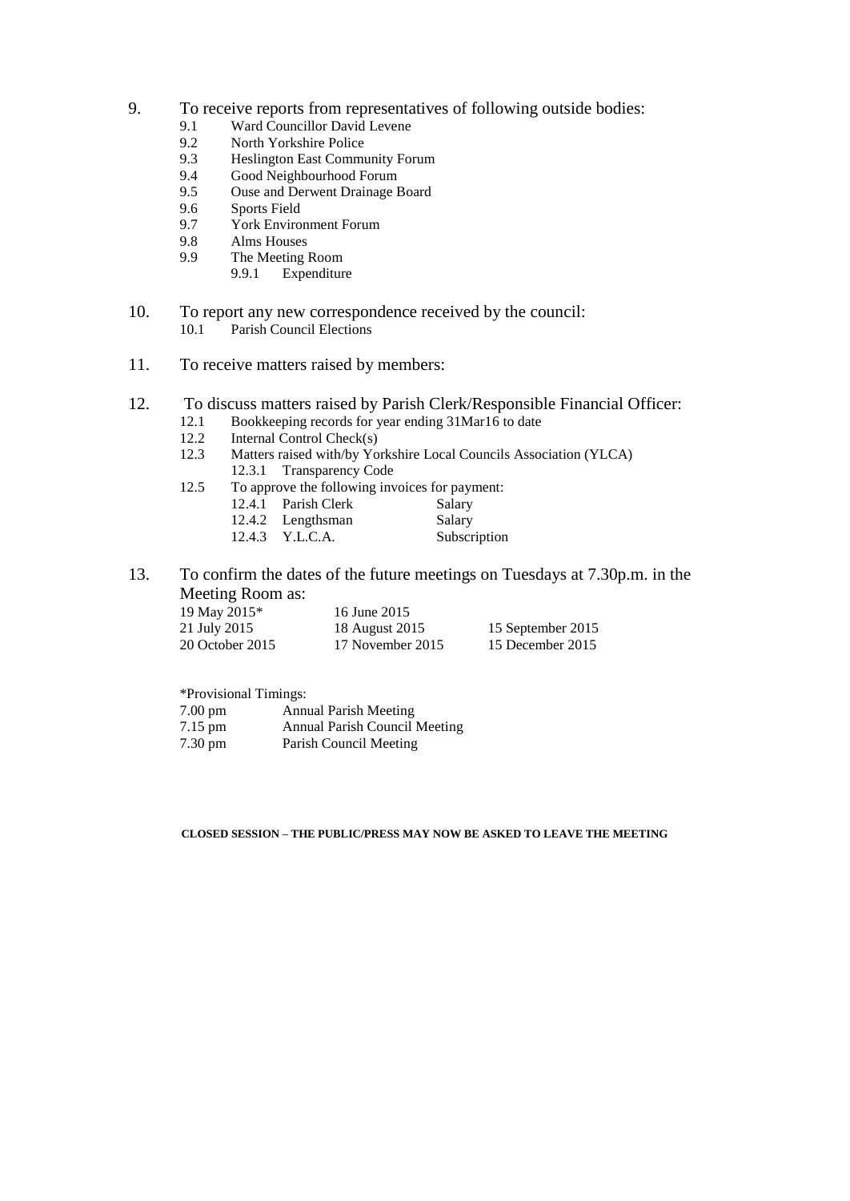9. To receive reports from representatives of following outside bodies:
   - 9.1 Ward Councillor David Levene
   - 9.2 North Yorkshire Police
   - 9.3 Heslington East Community Forum
   - 9.4 Good Neighbourhood Forum
   - 9.5 Ouse and Derwent Drainage Board
   - 9.6 Sports Field
   - 9.7 York Environment Forum
   - 9.8 Alms Houses
   - 9.9 The Meeting Room
     - 9.9.1 Expenditure

10. To report any new correspondence received by the council:
    - 10.1 Parish Council Elections

11. To receive matters raised by members:

12. To discuss matters raised by Parish Clerk/Responsible Financial Officer:
    - 12.1 Bookkeeping records for year ending 31Mar16 to date
    - 12.2 Internal Control Check(s)
    - 12.3 Matters raised with/by Yorkshire Local Councils Association (YLCA)
      - 12.3.1 Transparency Code
    - 12.5 To approve the following invoices for payment:

| | | |
|---|---|---|
| 12.4.1 | Parish Clerk | Salary |
| 12.4.2 | Lengthsman | Salary |
| 12.4.3 | Y.L.C.A. | Subscription |

13. To confirm the dates of the future meetings on Tuesdays at 7.30p.m. in the Meeting Room as:

| | | |
|---|---|---|
| 19 May 2015* | 16 June 2015 | |
| 21 July 2015 | 18 August 2015 | 15 September 2015 |
| 20 October 2015 | 17 November 2015 | 15 December 2015 |

*Provisional Timings:

| | |
|---|---|
| 7.00 pm | Annual Parish Meeting |
| 7.15 pm | Annual Parish Council Meeting |
| 7.30 pm | Parish Council Meeting |

**CLOSED SESSION – THE PUBLIC/PRESS MAY NOW BE ASKED TO LEAVE THE MEETING**